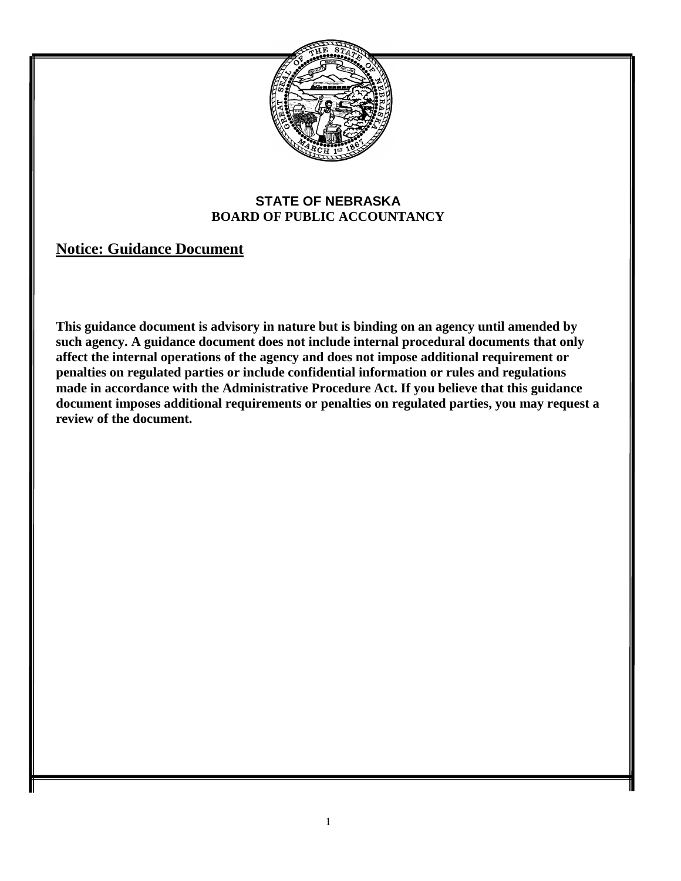**STATE OF NEBRASKA**
**BOARD OF PUBLIC ACCOUNTANCY**

## Notice: Guidance Document

**This guidance document is advisory in nature but is binding on an agency until amended by such agency. A guidance document does not include internal procedural documents that only affect the internal operations of the agency and does not impose additional requirement or penalties on regulated parties or include confidential information or rules and regulations made in accordance with the Administrative Procedure Act. If you believe that this guidance document imposes additional requirements or penalties on regulated parties, you may request a review of the document.**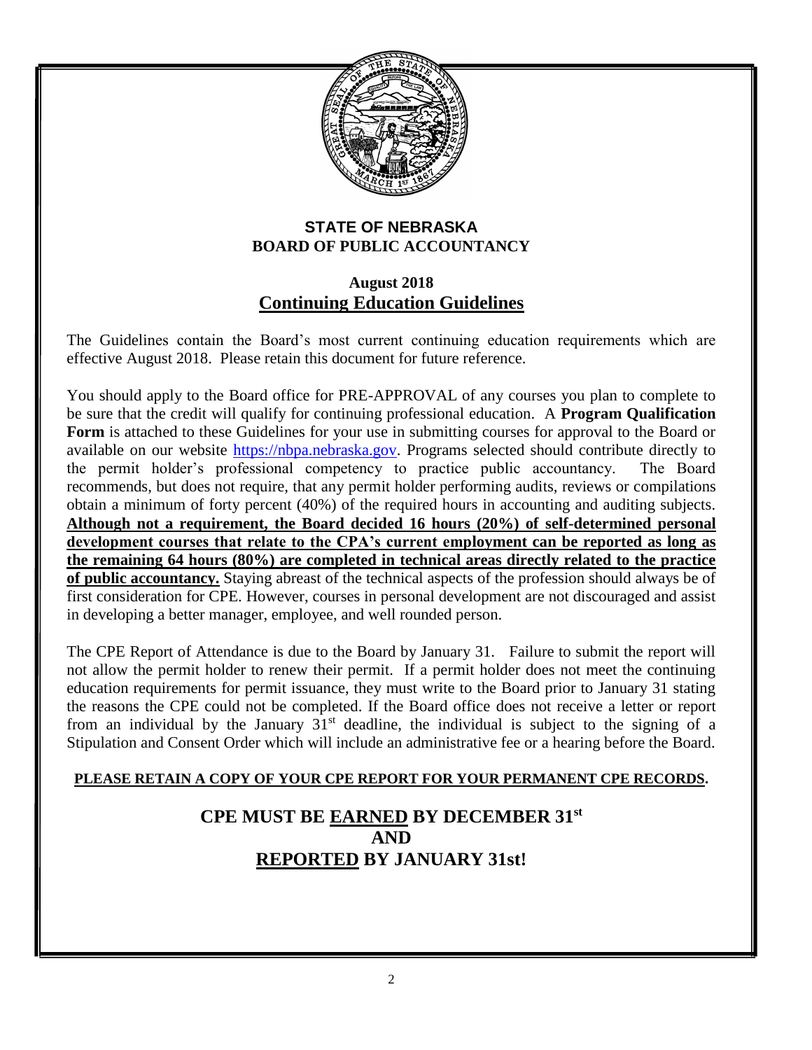**STATE OF NEBRASKA**
**BOARD OF PUBLIC ACCOUNTANCY**

**August 2018**

## Continuing Education Guidelines

The Guidelines contain the Board's most current continuing education requirements which are effective August 2018. Please retain this document for future reference.

You should apply to the Board office for PRE-APPROVAL of any courses you plan to complete to be sure that the credit will qualify for continuing professional education. A **Program Qualification Form** is attached to these Guidelines for your use in submitting courses for approval to the Board or available on our website https://nbpa.nebraska.gov. Programs selected should contribute directly to the permit holder's professional competency to practice public accountancy. The Board recommends, but does not require, that any permit holder performing audits, reviews or compilations obtain a minimum of forty percent (40%) of the required hours in accounting and auditing subjects. **Although not a requirement, the Board decided 16 hours (20%) of self-determined personal development courses that relate to the CPA's current employment can be reported as long as the remaining 64 hours (80%) are completed in technical areas directly related to the practice of public accountancy.** Staying abreast of the technical aspects of the profession should always be of first consideration for CPE. However, courses in personal development are not discouraged and assist in developing a better manager, employee, and well rounded person.

The CPE Report of Attendance is due to the Board by January 31. Failure to submit the report will not allow the permit holder to renew their permit. If a permit holder does not meet the continuing education requirements for permit issuance, they must write to the Board prior to January 31 stating the reasons the CPE could not be completed. If the Board office does not receive a letter or report from an individual by the January 31st deadline, the individual is subject to the signing of a Stipulation and Consent Order which will include an administrative fee or a hearing before the Board.

**PLEASE RETAIN A COPY OF YOUR CPE REPORT FOR YOUR PERMANENT CPE RECORDS.**

**CPE MUST BE EARNED BY DECEMBER 31st**
**AND**
**REPORTED BY JANUARY 31st!**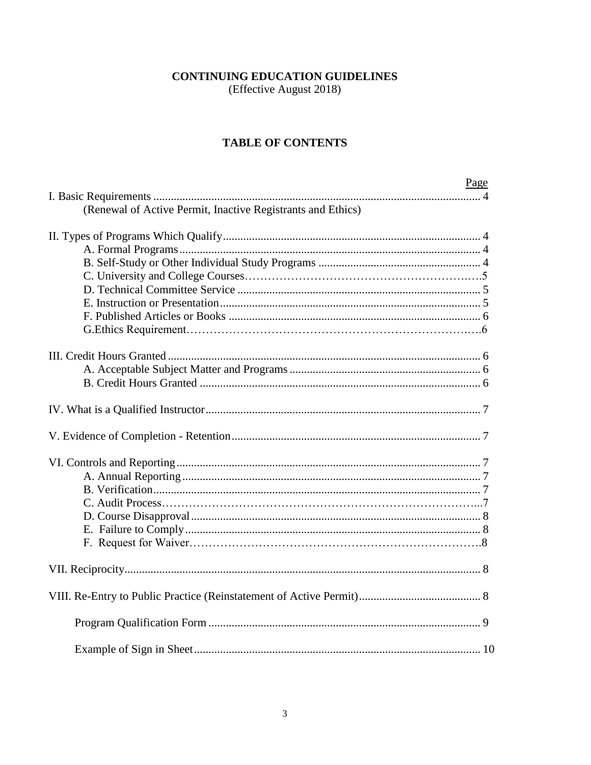# CONTINUING EDUCATION GUIDELINES

(Effective August 2018)

## TABLE OF CONTENTS

| | Page |
|---|---|
| I. Basic Requirements | 4 |
| (Renewal of Active Permit, Inactive Registrants and Ethics) | |
| II. Types of Programs Which Qualify | 4 |
| A. Formal Programs | 4 |
| B. Self-Study or Other Individual Study Programs | 4 |
| C. University and College Courses | 5 |
| D. Technical Committee Service | 5 |
| E. Instruction or Presentation | 5 |
| F. Published Articles or Books | 6 |
| G.Ethics Requirement | 6 |
| III. Credit Hours Granted | 6 |
| A. Acceptable Subject Matter and Programs | 6 |
| B. Credit Hours Granted | 6 |
| IV. What is a Qualified Instructor | 7 |
| V. Evidence of Completion - Retention | 7 |
| VI. Controls and Reporting | 7 |
| A. Annual Reporting | 7 |
| B. Verification | 7 |
| C. Audit Process | 7 |
| D. Course Disapproval | 8 |
| E. Failure to Comply | 8 |
| F. Request for Waiver | 8 |
| VII. Reciprocity | 8 |
| VIII. Re-Entry to Public Practice (Reinstatement of Active Permit) | 8 |
| Program Qualification Form | 9 |
| Example of Sign in Sheet | 10 |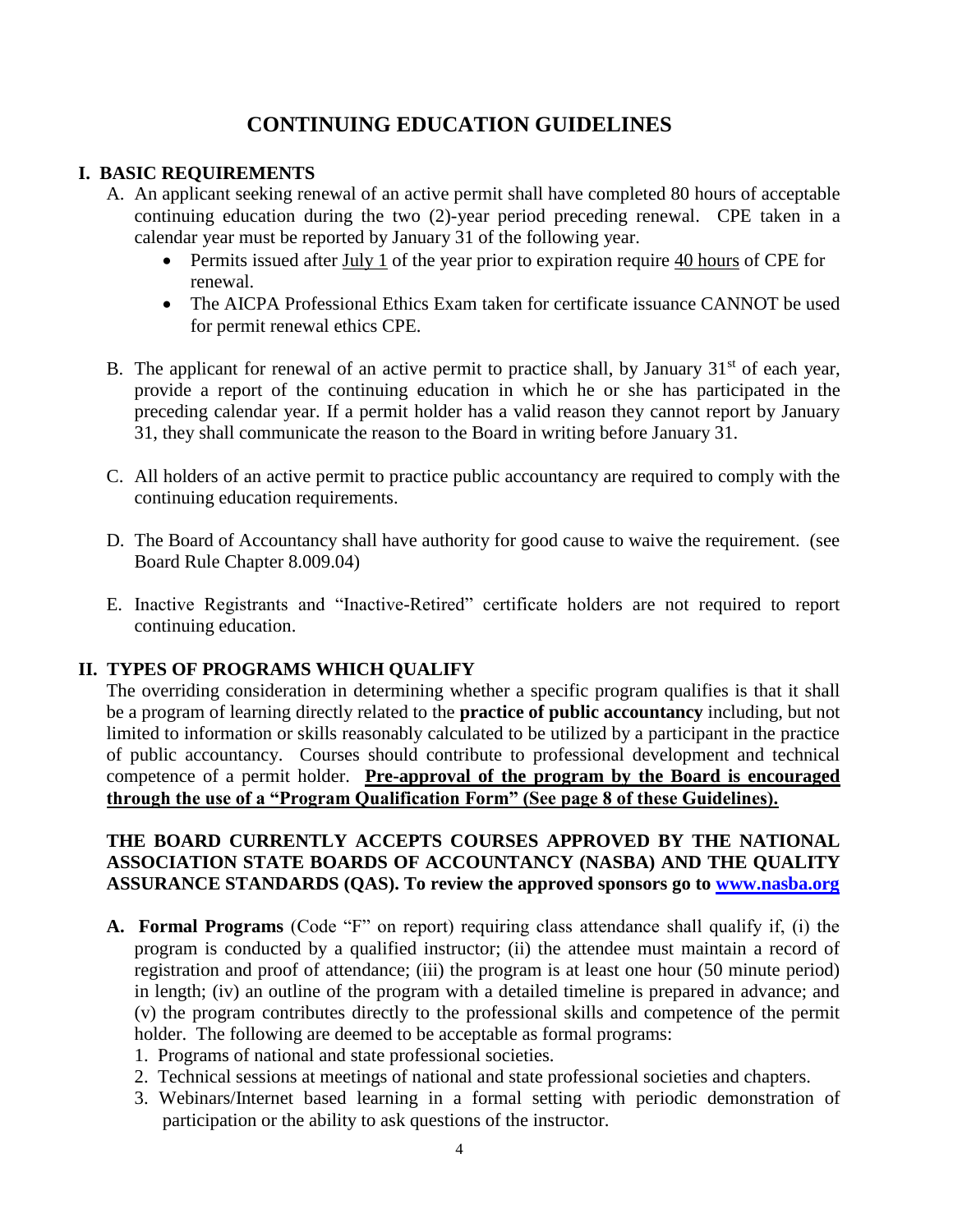# CONTINUING EDUCATION GUIDELINES

## I. BASIC REQUIREMENTS

A. An applicant seeking renewal of an active permit shall have completed 80 hours of acceptable continuing education during the two (2)-year period preceding renewal. CPE taken in a calendar year must be reported by January 31 of the following year.

- Permits issued after July 1 of the year prior to expiration require 40 hours of CPE for renewal.
- The AICPA Professional Ethics Exam taken for certificate issuance CANNOT be used for permit renewal ethics CPE.

B. The applicant for renewal of an active permit to practice shall, by January 31st of each year, provide a report of the continuing education in which he or she has participated in the preceding calendar year. If a permit holder has a valid reason they cannot report by January 31, they shall communicate the reason to the Board in writing before January 31.

C. All holders of an active permit to practice public accountancy are required to comply with the continuing education requirements.

D. The Board of Accountancy shall have authority for good cause to waive the requirement. (see Board Rule Chapter 8.009.04)

E. Inactive Registrants and "Inactive-Retired" certificate holders are not required to report continuing education.

## II. TYPES OF PROGRAMS WHICH QUALIFY

The overriding consideration in determining whether a specific program qualifies is that it shall be a program of learning directly related to the **practice of public accountancy** including, but not limited to information or skills reasonably calculated to be utilized by a participant in the practice of public accountancy. Courses should contribute to professional development and technical competence of a permit holder. **Pre-approval of the program by the Board is encouraged through the use of a "Program Qualification Form" (See page 8 of these Guidelines).**

**THE BOARD CURRENTLY ACCEPTS COURSES APPROVED BY THE NATIONAL ASSOCIATION STATE BOARDS OF ACCOUNTANCY (NASBA) AND THE QUALITY ASSURANCE STANDARDS (QAS). To review the approved sponsors go to www.nasba.org**

**A. Formal Programs** (Code "F" on report) requiring class attendance shall qualify if, (i) the program is conducted by a qualified instructor; (ii) the attendee must maintain a record of registration and proof of attendance; (iii) the program is at least one hour (50 minute period) in length; (iv) an outline of the program with a detailed timeline is prepared in advance; and (v) the program contributes directly to the professional skills and competence of the permit holder. The following are deemed to be acceptable as formal programs:

1. Programs of national and state professional societies.
2. Technical sessions at meetings of national and state professional societies and chapters.
3. Webinars/Internet based learning in a formal setting with periodic demonstration of participation or the ability to ask questions of the instructor.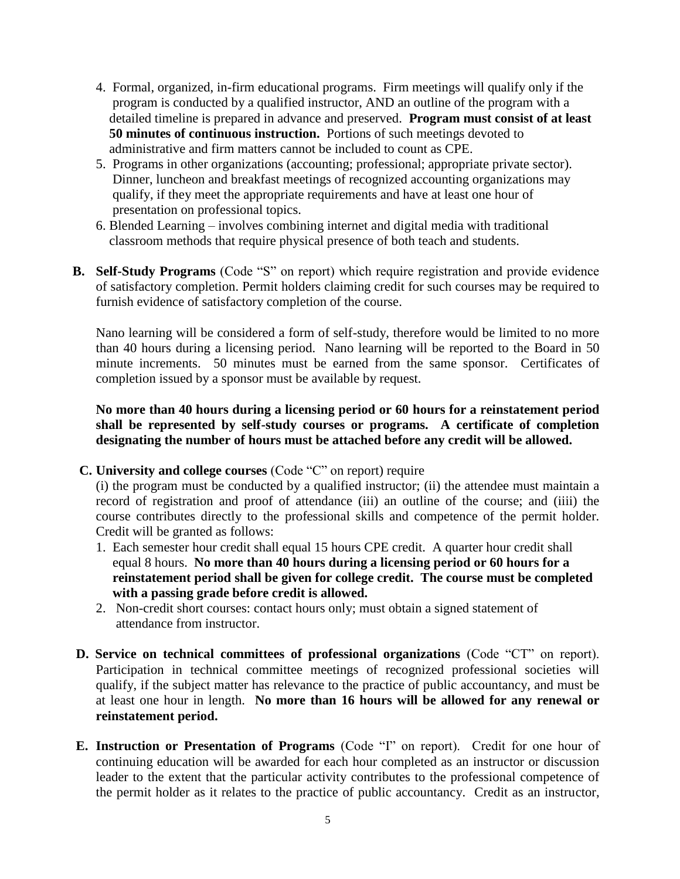4. Formal, organized, in-firm educational programs. Firm meetings will qualify only if the program is conducted by a qualified instructor, AND an outline of the program with a detailed timeline is prepared in advance and preserved. **Program must consist of at least 50 minutes of continuous instruction.** Portions of such meetings devoted to administrative and firm matters cannot be included to count as CPE.
5. Programs in other organizations (accounting; professional; appropriate private sector). Dinner, luncheon and breakfast meetings of recognized accounting organizations may qualify, if they meet the appropriate requirements and have at least one hour of presentation on professional topics.
6. Blended Learning – involves combining internet and digital media with traditional classroom methods that require physical presence of both teach and students.

**B. Self-Study Programs** (Code "S" on report) which require registration and provide evidence of satisfactory completion. Permit holders claiming credit for such courses may be required to furnish evidence of satisfactory completion of the course.

Nano learning will be considered a form of self-study, therefore would be limited to no more than 40 hours during a licensing period. Nano learning will be reported to the Board in 50 minute increments. 50 minutes must be earned from the same sponsor. Certificates of completion issued by a sponsor must be available by request.

**No more than 40 hours during a licensing period or 60 hours for a reinstatement period shall be represented by self-study courses or programs. A certificate of completion designating the number of hours must be attached before any credit will be allowed.**

**C. University and college courses** (Code "C" on report) require

(i) the program must be conducted by a qualified instructor; (ii) the attendee must maintain a record of registration and proof of attendance (iii) an outline of the course; and (iiii) the course contributes directly to the professional skills and competence of the permit holder. Credit will be granted as follows:

1. Each semester hour credit shall equal 15 hours CPE credit. A quarter hour credit shall equal 8 hours. **No more than 40 hours during a licensing period or 60 hours for a reinstatement period shall be given for college credit. The course must be completed with a passing grade before credit is allowed.**
2. Non-credit short courses: contact hours only; must obtain a signed statement of attendance from instructor.

**D. Service on technical committees of professional organizations** (Code "CT" on report). Participation in technical committee meetings of recognized professional societies will qualify, if the subject matter has relevance to the practice of public accountancy, and must be at least one hour in length. **No more than 16 hours will be allowed for any renewal or reinstatement period.**

**E. Instruction or Presentation of Programs** (Code "I" on report). Credit for one hour of continuing education will be awarded for each hour completed as an instructor or discussion leader to the extent that the particular activity contributes to the professional competence of the permit holder as it relates to the practice of public accountancy. Credit as an instructor,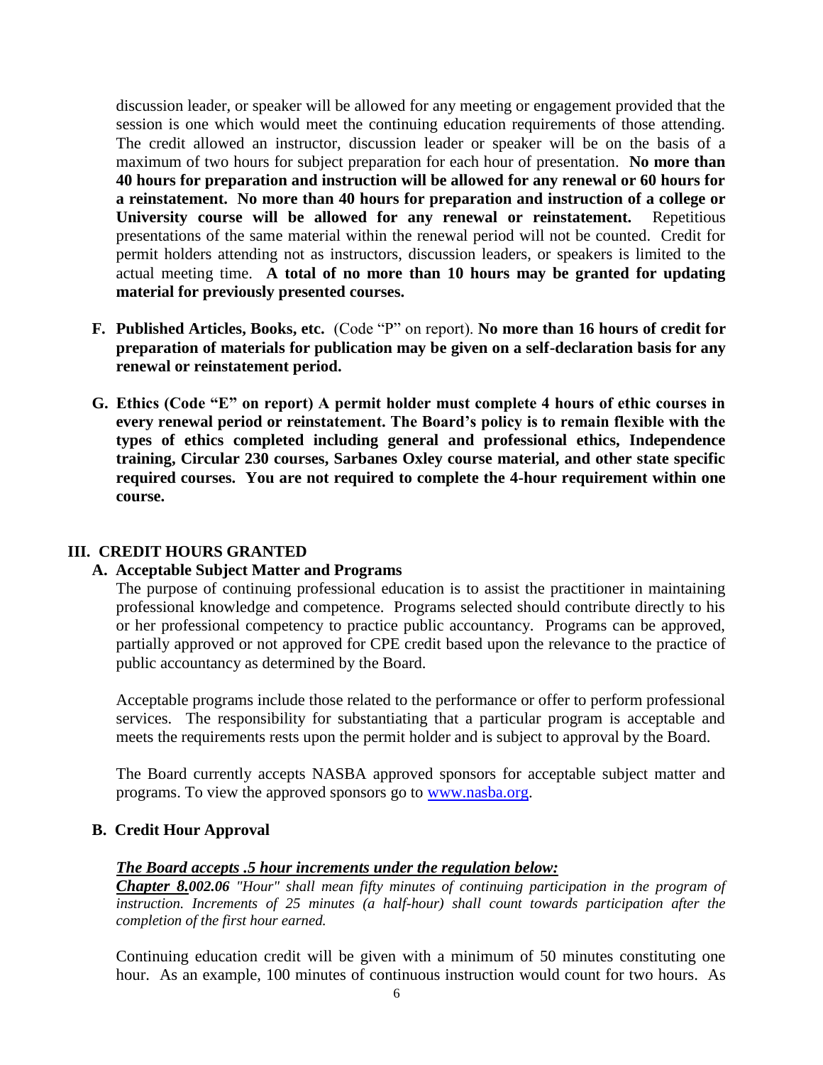discussion leader, or speaker will be allowed for any meeting or engagement provided that the session is one which would meet the continuing education requirements of those attending. The credit allowed an instructor, discussion leader or speaker will be on the basis of a maximum of two hours for subject preparation for each hour of presentation. **No more than 40 hours for preparation and instruction will be allowed for any renewal or 60 hours for a reinstatement. No more than 40 hours for preparation and instruction of a college or University course will be allowed for any renewal or reinstatement.** Repetitious presentations of the same material within the renewal period will not be counted. Credit for permit holders attending not as instructors, discussion leaders, or speakers is limited to the actual meeting time. **A total of no more than 10 hours may be granted for updating material for previously presented courses.**

**F. Published Articles, Books, etc.** (Code "P" on report). **No more than 16 hours of credit for preparation of materials for publication may be given on a self-declaration basis for any renewal or reinstatement period.**

**G. Ethics (Code "E" on report) A permit holder must complete 4 hours of ethic courses in every renewal period or reinstatement. The Board's policy is to remain flexible with the types of ethics completed including general and professional ethics, Independence training, Circular 230 courses, Sarbanes Oxley course material, and other state specific required courses. You are not required to complete the 4-hour requirement within one course.**

## III. CREDIT HOURS GRANTED

### A. Acceptable Subject Matter and Programs

The purpose of continuing professional education is to assist the practitioner in maintaining professional knowledge and competence. Programs selected should contribute directly to his or her professional competency to practice public accountancy. Programs can be approved, partially approved or not approved for CPE credit based upon the relevance to the practice of public accountancy as determined by the Board.

Acceptable programs include those related to the performance or offer to perform professional services. The responsibility for substantiating that a particular program is acceptable and meets the requirements rests upon the permit holder and is subject to approval by the Board.

The Board currently accepts NASBA approved sponsors for acceptable subject matter and programs. To view the approved sponsors go to www.nasba.org.

### B. Credit Hour Approval

***The Board accepts .5 hour increments under the regulation below:***

***Chapter 8.002.06*** *"Hour" shall mean fifty minutes of continuing participation in the program of instruction. Increments of 25 minutes (a half-hour) shall count towards participation after the completion of the first hour earned.*

Continuing education credit will be given with a minimum of 50 minutes constituting one hour. As an example, 100 minutes of continuous instruction would count for two hours. As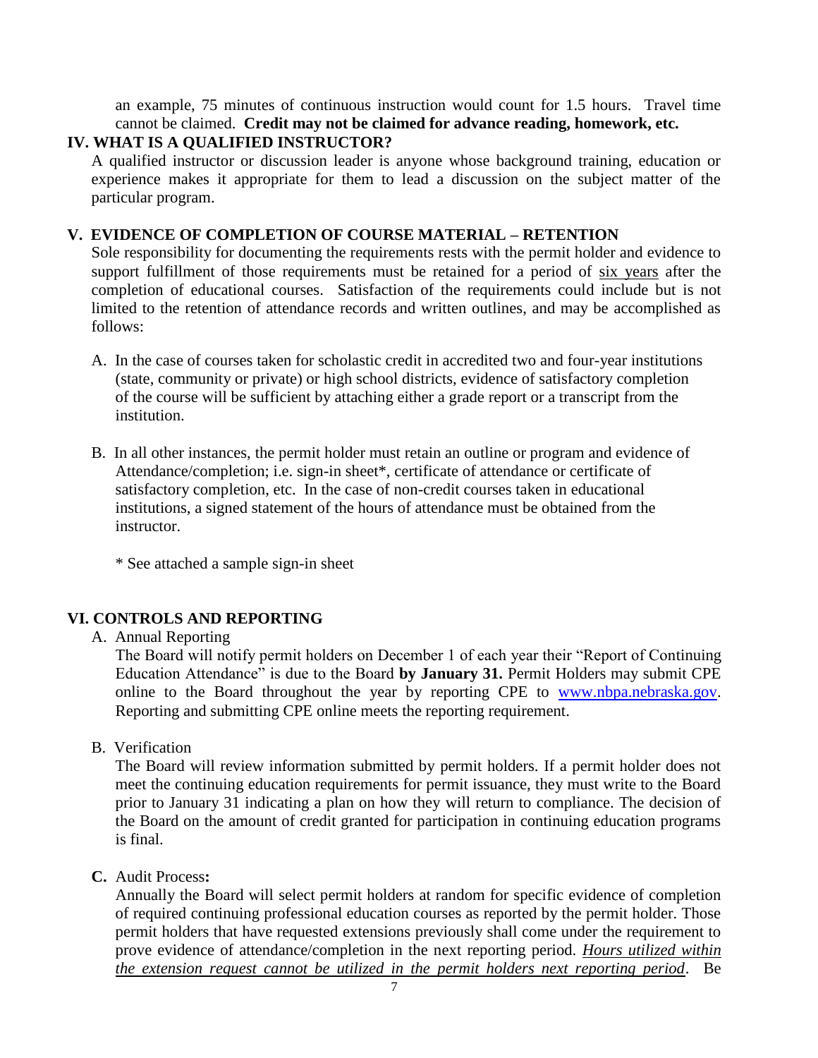an example, 75 minutes of continuous instruction would count for 1.5 hours. Travel time cannot be claimed. **Credit may not be claimed for advance reading, homework, etc.**

## IV. WHAT IS A QUALIFIED INSTRUCTOR?

A qualified instructor or discussion leader is anyone whose background training, education or experience makes it appropriate for them to lead a discussion on the subject matter of the particular program.

## V. EVIDENCE OF COMPLETION OF COURSE MATERIAL – RETENTION

Sole responsibility for documenting the requirements rests with the permit holder and evidence to support fulfillment of those requirements must be retained for a period of six years after the completion of educational courses. Satisfaction of the requirements could include but is not limited to the retention of attendance records and written outlines, and may be accomplished as follows:

A. In the case of courses taken for scholastic credit in accredited two and four-year institutions (state, community or private) or high school districts, evidence of satisfactory completion of the course will be sufficient by attaching either a grade report or a transcript from the institution.

B. In all other instances, the permit holder must retain an outline or program and evidence of Attendance/completion; i.e. sign-in sheet*, certificate of attendance or certificate of satisfactory completion, etc. In the case of non-credit courses taken in educational institutions, a signed statement of the hours of attendance must be obtained from the instructor.

   * See attached a sample sign-in sheet

## VI. CONTROLS AND REPORTING

A. Annual Reporting

   The Board will notify permit holders on December 1 of each year their "Report of Continuing Education Attendance" is due to the Board **by January 31.** Permit Holders may submit CPE online to the Board throughout the year by reporting CPE to www.nbpa.nebraska.gov. Reporting and submitting CPE online meets the reporting requirement.

B. Verification

   The Board will review information submitted by permit holders. If a permit holder does not meet the continuing education requirements for permit issuance, they must write to the Board prior to January 31 indicating a plan on how they will return to compliance. The decision of the Board on the amount of credit granted for participation in continuing education programs is final.

**C.** Audit Process**:**

   Annually the Board will select permit holders at random for specific evidence of completion of required continuing professional education courses as reported by the permit holder. Those permit holders that have requested extensions previously shall come under the requirement to prove evidence of attendance/completion in the next reporting period. *Hours utilized within the extension request cannot be utilized in the permit holders next reporting period*. Be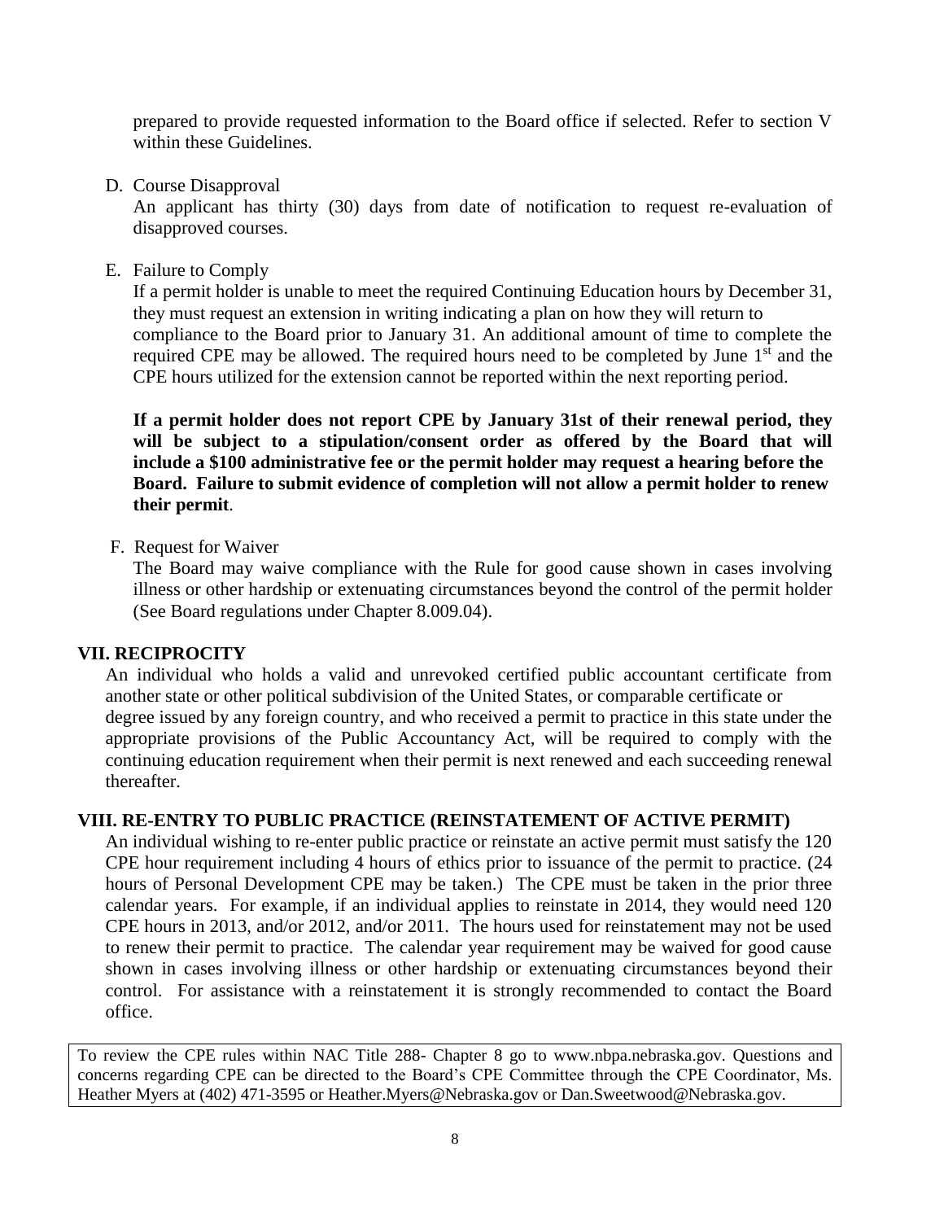prepared to provide requested information to the Board office if selected. Refer to section V within these Guidelines.

D. Course Disapproval

An applicant has thirty (30) days from date of notification to request re-evaluation of disapproved courses.

E. Failure to Comply

If a permit holder is unable to meet the required Continuing Education hours by December 31, they must request an extension in writing indicating a plan on how they will return to compliance to the Board prior to January 31. An additional amount of time to complete the required CPE may be allowed. The required hours need to be completed by June 1st and the CPE hours utilized for the extension cannot be reported within the next reporting period.

**If a permit holder does not report CPE by January 31st of their renewal period, they will be subject to a stipulation/consent order as offered by the Board that will include a $100 administrative fee or the permit holder may request a hearing before the Board. Failure to submit evidence of completion will not allow a permit holder to renew their permit**.

F. Request for Waiver

The Board may waive compliance with the Rule for good cause shown in cases involving illness or other hardship or extenuating circumstances beyond the control of the permit holder (See Board regulations under Chapter 8.009.04).

## VII. RECIPROCITY

An individual who holds a valid and unrevoked certified public accountant certificate from another state or other political subdivision of the United States, or comparable certificate or degree issued by any foreign country, and who received a permit to practice in this state under the appropriate provisions of the Public Accountancy Act, will be required to comply with the continuing education requirement when their permit is next renewed and each succeeding renewal thereafter.

## VIII. RE-ENTRY TO PUBLIC PRACTICE (REINSTATEMENT OF ACTIVE PERMIT)

An individual wishing to re-enter public practice or reinstate an active permit must satisfy the 120 CPE hour requirement including 4 hours of ethics prior to issuance of the permit to practice. (24 hours of Personal Development CPE may be taken.) The CPE must be taken in the prior three calendar years. For example, if an individual applies to reinstate in 2014, they would need 120 CPE hours in 2013, and/or 2012, and/or 2011. The hours used for reinstatement may not be used to renew their permit to practice. The calendar year requirement may be waived for good cause shown in cases involving illness or other hardship or extenuating circumstances beyond their control. For assistance with a reinstatement it is strongly recommended to contact the Board office.

To review the CPE rules within NAC Title 288- Chapter 8 go to www.nbpa.nebraska.gov. Questions and concerns regarding CPE can be directed to the Board's CPE Committee through the CPE Coordinator, Ms. Heather Myers at (402) 471-3595 or Heather.Myers@Nebraska.gov or Dan.Sweetwood@Nebraska.gov.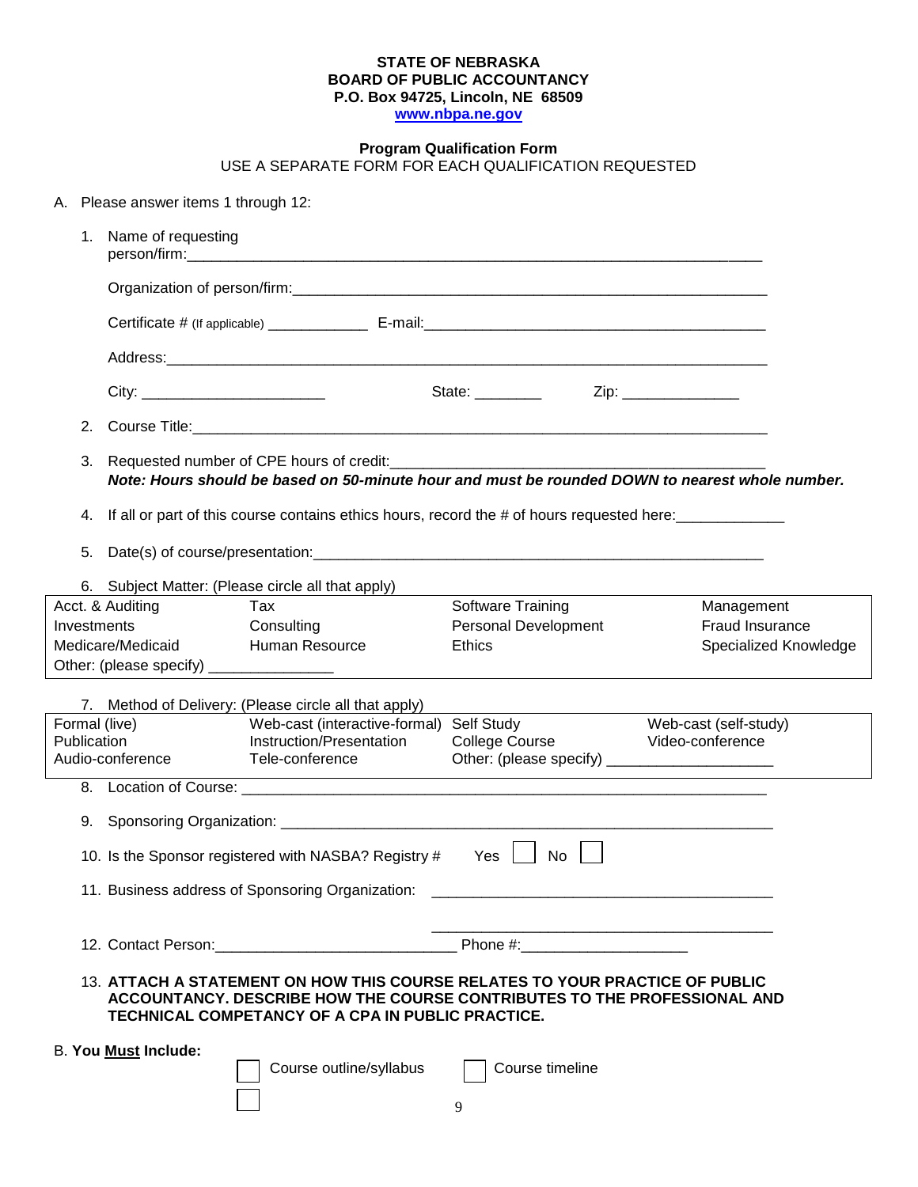**STATE OF NEBRASKA**
**BOARD OF PUBLIC ACCOUNTANCY**
**P.O. Box 94725, Lincoln, NE 68509**
**www.nbpa.ne.gov**

**Program Qualification Form**
USE A SEPARATE FORM FOR EACH QUALIFICATION REQUESTED

A. Please answer items 1 through 12:

1. Name of requesting person/firm:_______________________________________________

   Organization of person/firm:_______________________________________________

   Certificate # (If applicable) ____________ E-mail:_______________________________

   Address:_______________________________________________

   City: ______________________ State: ________ Zip: ______________

2. Course Title:_______________________________________________

3. Requested number of CPE hours of credit:_______________________________
   ***Note: Hours should be based on 50-minute hour and must be rounded DOWN to nearest whole number.***

4. If all or part of this course contains ethics hours, record the # of hours requested here:____________

5. Date(s) of course/presentation:_______________________________________________

6. Subject Matter: (Please circle all that apply)

| | | | |
|---|---|---|---|
| Acct. & Auditing | Tax | Software Training | Management |
| Investments | Consulting | Personal Development | Fraud Insurance |
| Medicare/Medicaid | Human Resource | Ethics | Specialized Knowledge |
| Other: (please specify) ______________ | | | |

7. Method of Delivery: (Please circle all that apply)

| | | | |
|---|---|---|---|
| Formal (live) | Web-cast (interactive-formal) | Self Study | Web-cast (self-study) |
| Publication | Instruction/Presentation | College Course | Video-conference |
| Audio-conference | Tele-conference | Other: (please specify) ____________________ | |

8. Location of Course: _______________________________________________

9. Sponsoring Organization: _______________________________________________

10. Is the Sponsor registered with NASBA? Registry # Yes ☐ No ☐

11. Business address of Sponsoring Organization: _______________________________________________

    _______________________________________________

12. Contact Person:____________________________ Phone #:____________________

13. **ATTACH A STATEMENT ON HOW THIS COURSE RELATES TO YOUR PRACTICE OF PUBLIC ACCOUNTANCY. DESCRIBE HOW THE COURSE CONTRIBUTES TO THE PROFESSIONAL AND TECHNICAL COMPETANCY OF A CPA IN PUBLIC PRACTICE.**

B. **You Must Include:**

☐ Course outline/syllabus ☐ Course timeline

☐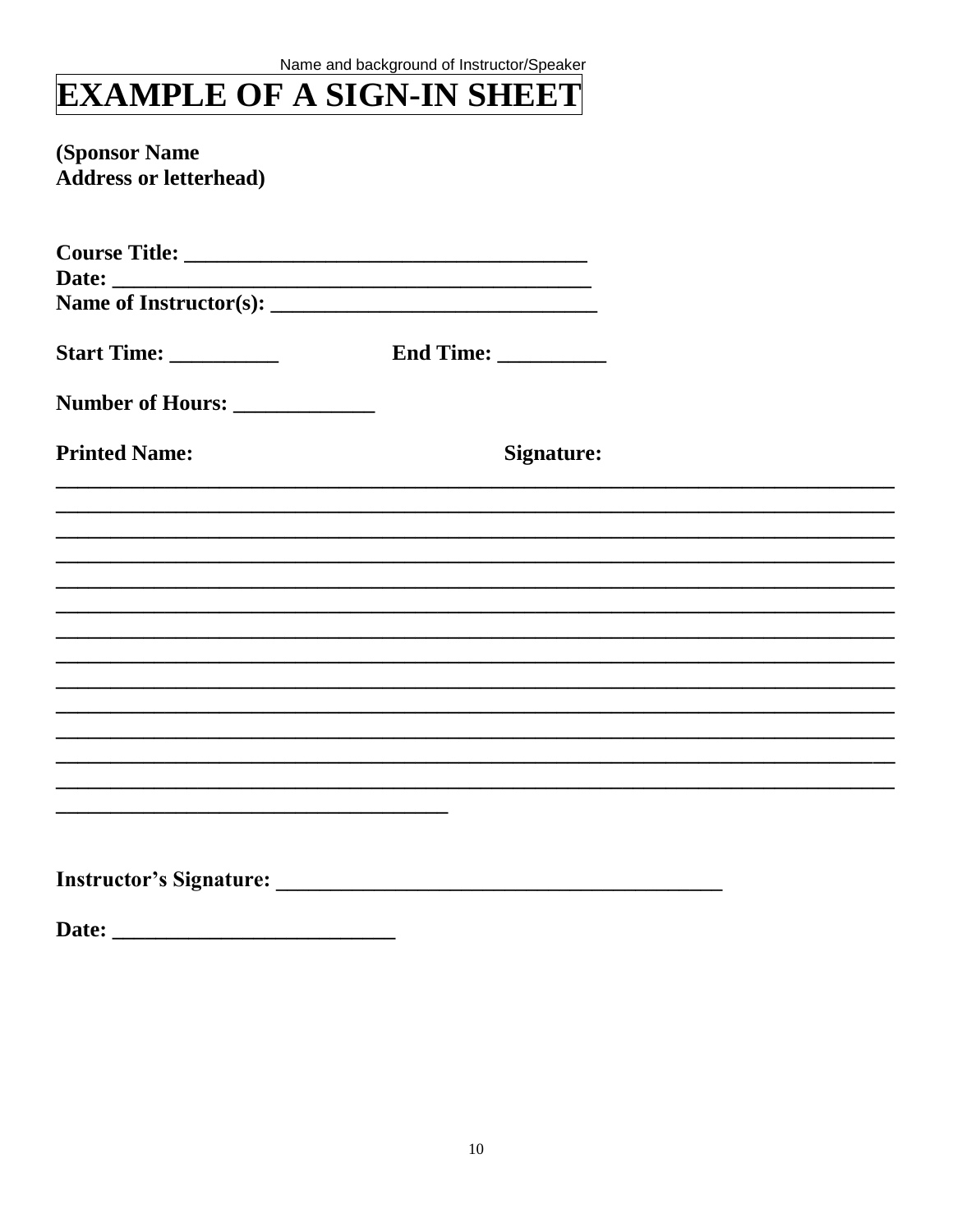Name and background of Instructor/Speaker

# EXAMPLE OF A SIGN-IN SHEET

**(Sponsor Name**
**Address or letterhead)**

**Course Title: ___________________________________**
**Date: __________________________________________**
**Name of Instructor(s): ____________________________**

**Start Time: __________** **End Time: __________**

**Number of Hours: _____________**

**Printed Name:** **Signature:**

_____________________________________________________________________________
_____________________________________________________________________________
_____________________________________________________________________________
_____________________________________________________________________________
_____________________________________________________________________________
_____________________________________________________________________________
_____________________________________________________________________________
_____________________________________________________________________________
_____________________________________________________________________________
_____________________________________________________________________________
_____________________________________________________________________________
_____________________________________________________________________________
_____________________________________________________________________________
___________________________________

**Instructor's Signature: ________________________________________**

**Date: _________________________**